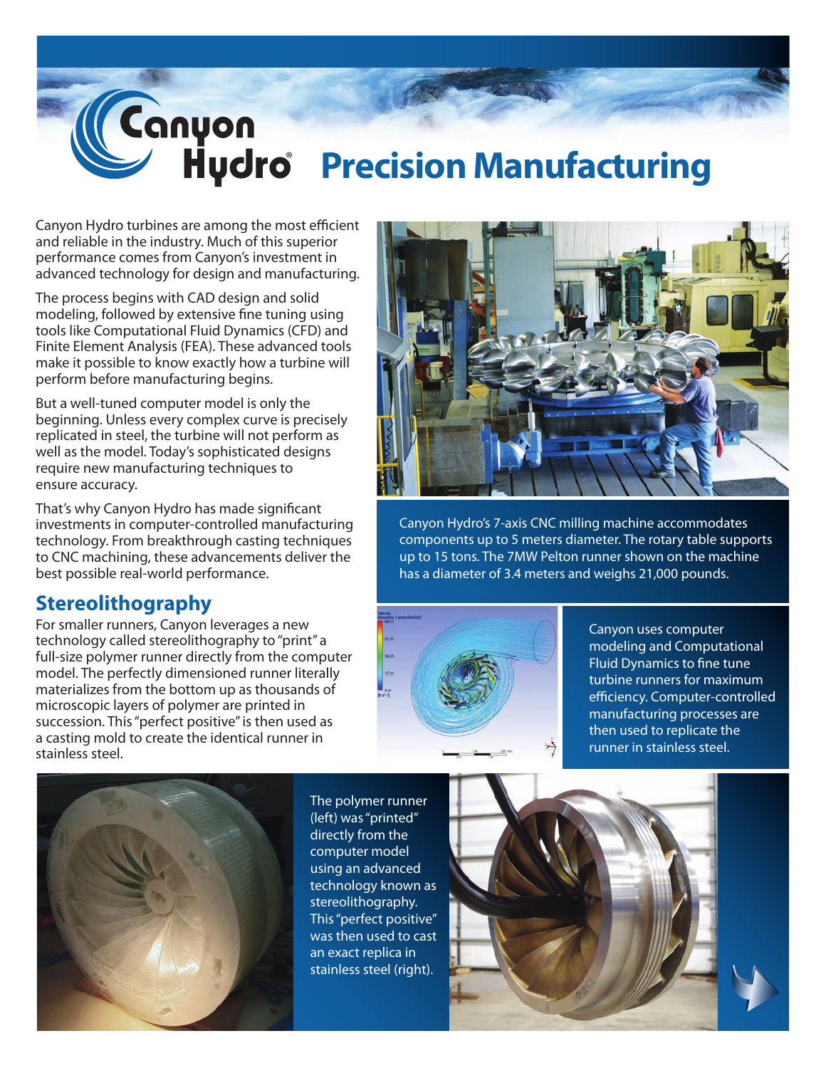# Canyon Hydro Precision Manufacturing

Canyon Hydro turbines are among the most efficient and reliable in the industry. Much of this superior performance comes from Canyon's investment in advanced technology for design and manufacturing.

The process begins with CAD design and solid modeling, followed by extensive fine tuning using tools like Computational Fluid Dynamics (CFD) and Finite Element Analysis (FEA). These advanced tools make it possible to know exactly how a turbine will perform before manufacturing begins.

But a well-tuned computer model is only the beginning. Unless every complex curve is precisely replicated in steel, the turbine will not perform as well as the model. Today's sophisticated designs require new manufacturing techniques to ensure accuracy.

That's why Canyon Hydro has made significant investments in computer-controlled manufacturing technology. From breakthrough casting techniques to CNC machining, these advancements deliver the best possible real-world performance.

## Stereolithography

For smaller runners, Canyon leverages a new technology called stereolithography to "print" a full-size polymer runner directly from the computer model. The perfectly dimensioned runner literally materializes from the bottom up as thousands of microscopic layers of polymer are printed in succession. This "perfect positive" is then used as a casting mold to create the identical runner in stainless steel.

Canyon Hydro's 7-axis CNC milling machine accommodates components up to 5 meters diameter. The rotary table supports up to 15 tons. The 7MW Pelton runner shown on the machine has a diameter of 3.4 meters and weighs 21,000 pounds.

Canyon uses computer modeling and Computational Fluid Dynamics to fine tune turbine runners for maximum efficiency. Computer-controlled manufacturing processes are then used to replicate the runner in stainless steel.

The polymer runner (left) was "printed" directly from the computer model using an advanced technology known as stereolithography. This "perfect positive" was then used to cast an exact replica in stainless steel (right).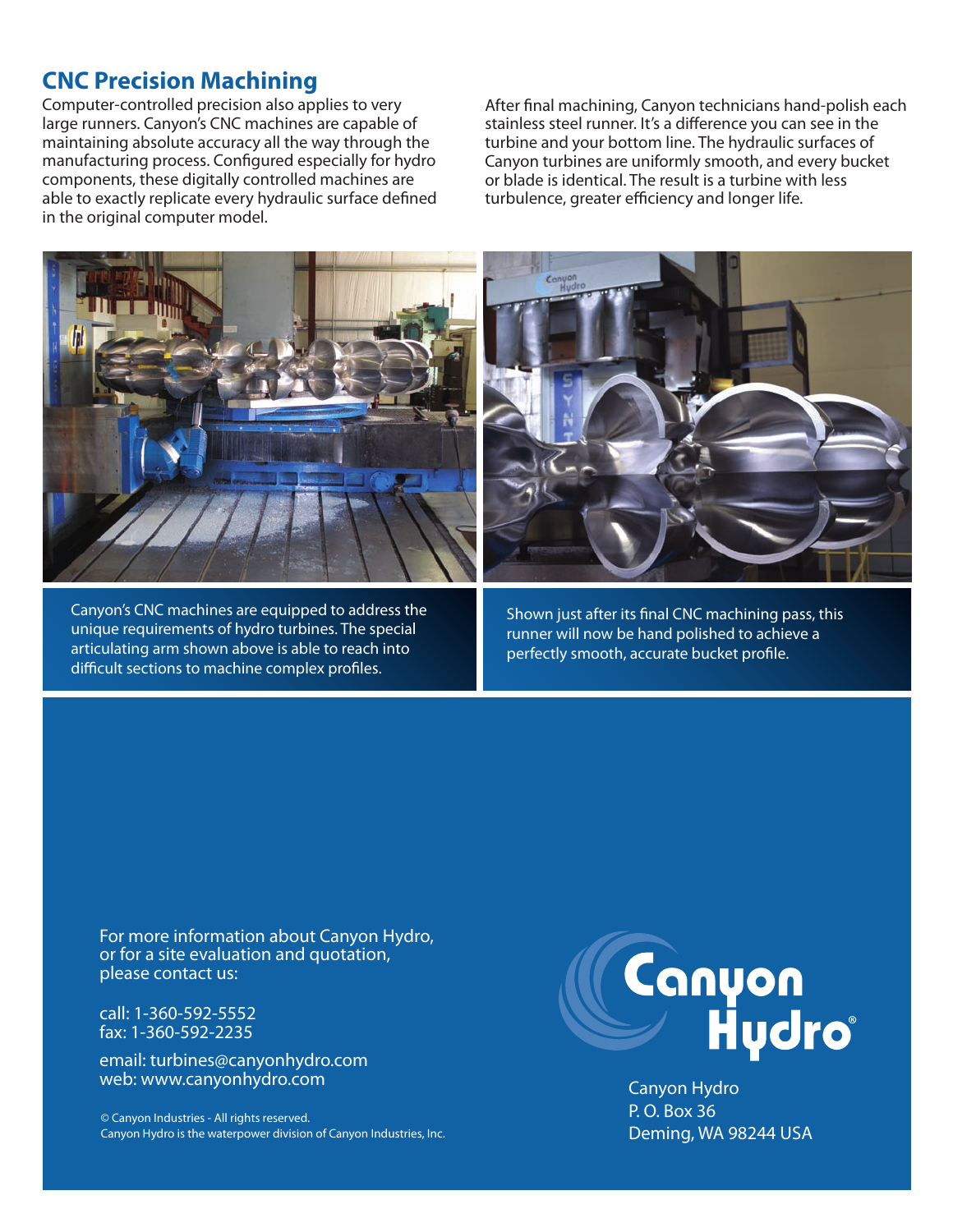## CNC Precision Machining

Computer-controlled precision also applies to very large runners. Canyon's CNC machines are capable of maintaining absolute accuracy all the way through the manufacturing process. Configured especially for hydro components, these digitally controlled machines are able to exactly replicate every hydraulic surface defined in the original computer model.

After final machining, Canyon technicians hand-polish each stainless steel runner. It's a difference you can see in the turbine and your bottom line. The hydraulic surfaces of Canyon turbines are uniformly smooth, and every bucket or blade is identical. The result is a turbine with less turbulence, greater efficiency and longer life.

Canyon's CNC machines are equipped to address the unique requirements of hydro turbines. The special articulating arm shown above is able to reach into difficult sections to machine complex profiles.

Shown just after its final CNC machining pass, this runner will now be hand polished to achieve a perfectly smooth, accurate bucket profile.

For more information about Canyon Hydro, or for a site evaluation and quotation, please contact us:

call: 1-360-592-5552
fax: 1-360-592-2235

email: turbines@canyonhydro.com
web: www.canyonhydro.com

© Canyon Industries - All rights reserved.
Canyon Hydro is the waterpower division of Canyon Industries, Inc.

Canyon Hydro®

Canyon Hydro
P. O. Box 36
Deming, WA 98244 USA